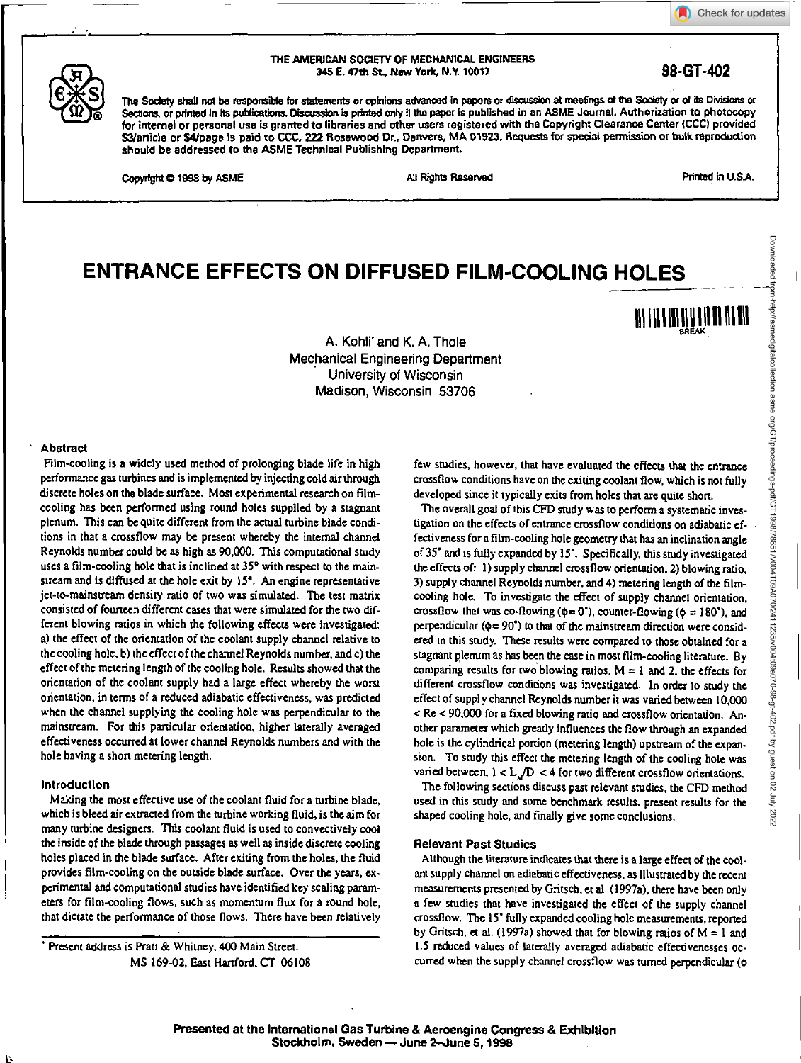THE AMERICAN SOCIETY OF MECHANICAL ENGINEERS
345 E. 47th St., New York, N.Y. 10017

98-GT-402

The Society shall not be responsible for statements or opinions advanced in papers or discussion at meetings of the Society or of its Divisions or Sections, or printed in its publications. Discussion is printed only if the paper is published in an ASME Journal. Authorization to photocopy for internal or personal use is granted to libraries and other users registered with the Copyright Clearance Center (CCC) provided $3/article or $4/page is paid to CCC, 222 Rosewood Dr., Danvers, MA 01923. Requests for special permission or bulk reproduction should be addressed to the ASME Technical Publishing Department.

Copyright © 1998 by ASME — All Rights Reserved — Printed in U.S.A.

# ENTRANCE EFFECTS ON DIFFUSED FILM-COOLING HOLES

A. Kohli* and K. A. Thole
Mechanical Engineering Department
University of Wisconsin
Madison, Wisconsin 53706

## Abstract

Film-cooling is a widely used method of prolonging blade life in high performance gas turbines and is implemented by injecting cold air through discrete holes on the blade surface. Most experimental research on film-cooling has been performed using round holes supplied by a stagnant plenum. This can be quite different from the actual turbine blade conditions in that a crossflow may be present whereby the internal channel Reynolds number could be as high as 90,000. This computational study uses a film-cooling hole that is inclined at 35° with respect to the mainstream and is diffused at the hole exit by 15°. An engine representative jet-to-mainstream density ratio of two was simulated. The test matrix consisted of fourteen different cases that were simulated for the two different blowing ratios in which the following effects were investigated: a) the effect of the orientation of the coolant supply channel relative to the cooling hole, b) the effect of the channel Reynolds number, and c) the effect of the metering length of the cooling hole. Results showed that the orientation of the coolant supply had a large effect whereby the worst orientation, in terms of a reduced adiabatic effectiveness, was predicted when the channel supplying the cooling hole was perpendicular to the mainstream. For this particular orientation, higher laterally averaged effectiveness occurred at lower channel Reynolds numbers and with the hole having a short metering length.

## Introduction

Making the most effective use of the coolant fluid for a turbine blade, which is bleed air extracted from the turbine working fluid, is the aim for many turbine designers. This coolant fluid is used to convectively cool the inside of the blade through passages as well as inside discrete cooling holes placed in the blade surface. After exiting from the holes, the fluid provides film-cooling on the outside blade surface. Over the years, experimental and computational studies have identified key scaling parameters for film-cooling flows, such as momentum flux for a round hole, that dictate the performance of those flows. There have been relatively few studies, however, that have evaluated the effects that the entrance crossflow conditions have on the exiting coolant flow, which is not fully developed since it typically exits from holes that are quite short.

The overall goal of this CFD study was to perform a systematic investigation on the effects of entrance crossflow conditions on adiabatic effectiveness for a film-cooling hole geometry that has an inclination angle of 35° and is fully expanded by 15°. Specifically, this study investigated the effects of: 1) supply channel crossflow orientation, 2) blowing ratio, 3) supply channel Reynolds number, and 4) metering length of the film-cooling hole. To investigate the effect of supply channel orientation, crossflow that was co-flowing ($\phi = 0°$), counter-flowing ($\phi = 180°$), and perpendicular ($\phi = 90°$) to that of the mainstream direction were considered in this study. These results were compared to those obtained for a stagnant plenum as has been the case in most film-cooling literature. By comparing results for two blowing ratios, M = 1 and 2, the effects for different crossflow conditions was investigated. In order to study the effect of supply channel Reynolds number it was varied between 10,000 < Re < 90,000 for a fixed blowing ratio and crossflow orientation. Another parameter which greatly influences the flow through an expanded hole is the cylindrical portion (metering length) upstream of the expansion. To study this effect the metering length of the cooling hole was varied between, $1 < L_M/D < 4$ for two different crossflow orientations.

The following sections discuss past relevant studies, the CFD method used in this study and some benchmark results, present results for the shaped cooling hole, and finally give some conclusions.

## Relevant Past Studies

Although the literature indicates that there is a large effect of the coolant supply channel on adiabatic effectiveness, as illustrated by the recent measurements presented by Gritsch, et al. (1997a), there have been only a few studies that have investigated the effect of the supply channel crossflow. The 15° fully expanded cooling hole measurements, reported by Gritsch, et al. (1997a) showed that for blowing ratios of M = 1 and 1.5 reduced values of laterally averaged adiabatic effectivenesses occurred when the supply channel crossflow was turned perpendicular ($\phi$

* Present address is Pratt & Whitney, 400 Main Street, MS 169-02, East Hartford, CT 06108

Presented at the International Gas Turbine & Aeroengine Congress & Exhibition
Stockholm, Sweden — June 2–June 5, 1998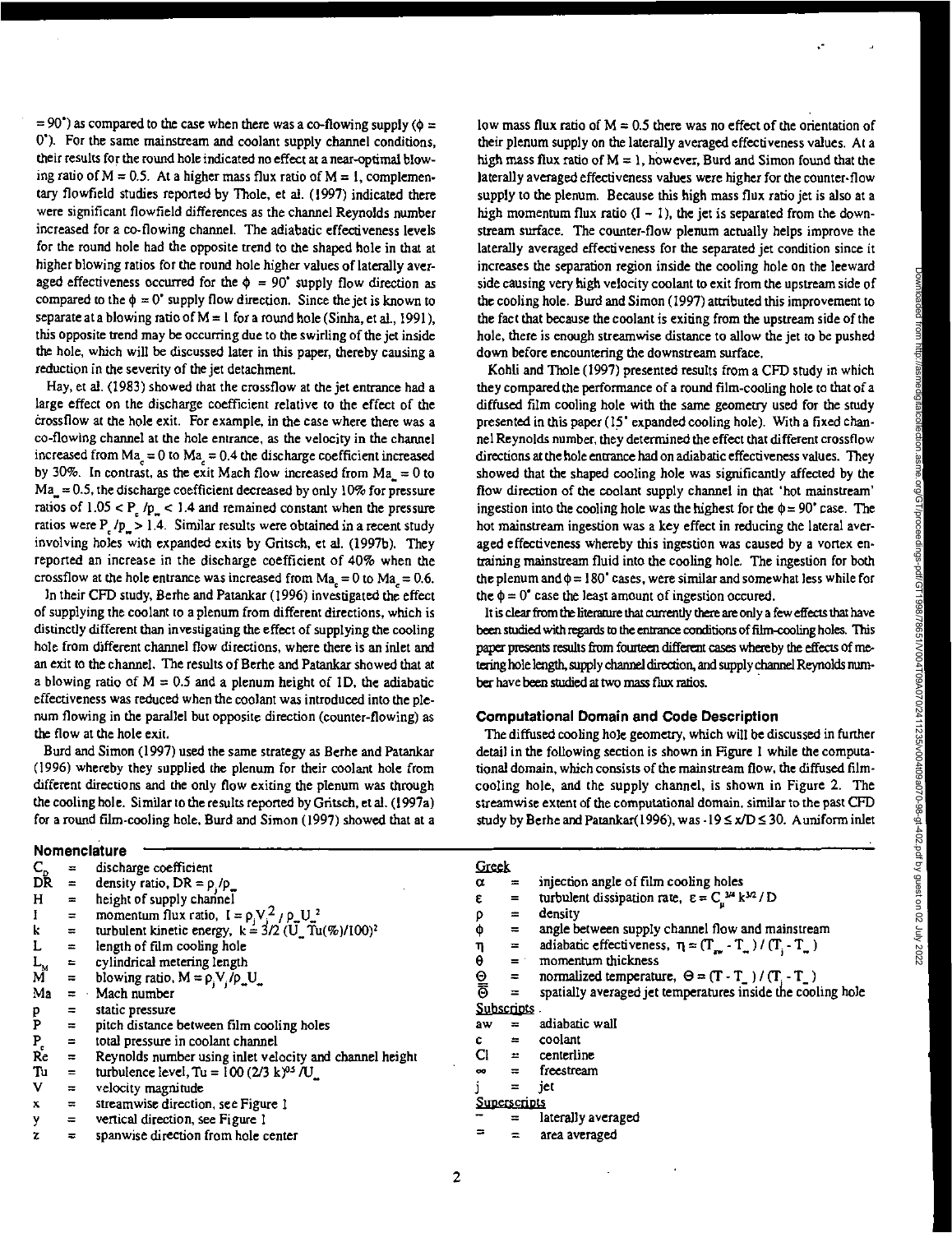= 90°) as compared to the case when there was a co-flowing supply ($\phi$ = 0°). For the same mainstream and coolant supply channel conditions, their results for the round hole indicated no effect at a near-optimal blowing ratio of M = 0.5. At a higher mass flux ratio of M = 1, complementary flowfield studies reported by Thole, et al. (1997) indicated there were significant flowfield differences as the channel Reynolds number increased for a co-flowing channel. The adiabatic effectiveness levels for the round hole had the opposite trend to the shaped hole in that at higher blowing ratios for the round hole higher values of laterally averaged effectiveness occurred for the $\phi$ = 90° supply flow direction as compared to the $\phi$ = 0° supply flow direction. Since the jet is known to separate at a blowing ratio of M = 1 for a round hole (Sinha, et al., 1991), this opposite trend may be occurring due to the swirling of the jet inside the hole, which will be discussed later in this paper, thereby causing a reduction in the severity of the jet detachment.

Hay, et al. (1983) showed that the crossflow at the jet entrance had a large effect on the discharge coefficient relative to the effect of the crossflow at the hole exit. For example, in the case where there was a co-flowing channel at the hole entrance, as the velocity in the channel increased from $Ma_c = 0$ to $Ma_c = 0.4$ the discharge coefficient increased by 30%. In contrast, as the exit Mach flow increased from $Ma_\infty = 0$ to $Ma_\infty = 0.5$, the discharge coefficient decreased by only 10% for pressure ratios of $1.05 < P_c/p_\infty < 1.4$ and remained constant when the pressure ratios were $P_c/p_\infty > 1.4$. Similar results were obtained in a recent study involving holes with expanded exits by Gritsch, et al. (1997b). They reported an increase in the discharge coefficient of 40% when the crossflow at the hole entrance was increased from $Ma_c = 0$ to $Ma_c = 0.6$.

In their CFD study, Berhe and Patankar (1996) investigated the effect of supplying the coolant to a plenum from different directions, which is distinctly different than investigating the effect of supplying the cooling hole from different channel flow directions, where there is an inlet and an exit to the channel. The results of Berhe and Patankar showed that at a blowing ratio of M = 0.5 and a plenum height of 1D, the adiabatic effectiveness was reduced when the coolant was introduced into the plenum flowing in the parallel but opposite direction (counter-flowing) as the flow at the hole exit.

Burd and Simon (1997) used the same strategy as Berhe and Patankar (1996) whereby they supplied the plenum for their coolant hole from different directions and the only flow exiting the plenum was through the cooling hole. Similar to the results reported by Gritsch, et al. (1997a) for a round film-cooling hole, Burd and Simon (1997) showed that at a low mass flux ratio of M = 0.5 there was no effect of the orientation of their plenum supply on the laterally averaged effectiveness values. At a high mass flux ratio of M = 1, however, Burd and Simon found that the laterally averaged effectiveness values were higher for the counter-flow supply to the plenum. Because this high mass flux ratio jet is also at a high momentum flux ratio (I ~ 1), the jet is separated from the downstream surface. The counter-flow plenum actually helps improve the laterally averaged effectiveness for the separated jet condition since it increases the separation region inside the cooling hole on the leeward side causing very high velocity coolant to exit from the upstream side of the cooling hole. Burd and Simon (1997) attributed this improvement to the fact that because the coolant is exiting from the upstream side of the hole, there is enough streamwise distance to allow the jet to be pushed down before encountering the downstream surface.

Kohli and Thole (1997) presented results from a CFD study in which they compared the performance of a round film-cooling hole to that of a diffused film cooling hole with the same geometry used for the study presented in this paper (15° expanded cooling hole). With a fixed channel Reynolds number, they determined the effect that different crossflow directions at the hole entrance had on adiabatic effectiveness values. They showed that the shaped cooling hole was significantly affected by the flow direction of the coolant supply channel in that 'hot mainstream' ingestion into the cooling hole was the highest for the $\phi$ = 90° case. The hot mainstream ingestion was a key effect in reducing the lateral averaged effectiveness whereby this ingestion was caused by a vortex entraining mainstream fluid into the cooling hole. The ingestion for both the plenum and $\phi$ = 180° cases, were similar and somewhat less while for the $\phi$ = 0° case the least amount of ingestion occured.

It is clear from the literature that currently there are only a few effects that have been studied with regards to the entrance conditions of film-cooling holes. This paper presents results from fourteen different cases whereby the effects of metering hole length, supply channel direction, and supply channel Reynolds number have been studied at two mass flux ratios.

## Computational Domain and Code Description

The diffused cooling hole geometry, which will be discussed in further detail in the following section is shown in Figure 1 while the computational domain, which consists of the mainstream flow, the diffused film-cooling hole, and the supply channel, is shown in Figure 2. The streamwise extent of the computational domain, similar to the past CFD study by Berhe and Patankar(1996), was $-19 \leq x/D \leq 30$. A uniform inlet

## Nomenclature

| | | |
|---|---|---|
| $C_D$ | = | discharge coefficient |
| DR | = | density ratio, $DR = \rho_j/\rho_\infty$ |
| H | = | height of supply channel |
| I | = | momentum flux ratio, $I = \rho_j V_j^2 / \rho_\infty U_\infty^2$ |
| k | = | turbulent kinetic energy, $k = 3/2\,(U_\infty Tu(\%)/100)^2$ |
| L | = | length of film cooling hole |
| $L_M$ | = | cylindrical metering length |
| M | = | blowing ratio, $M = \rho_j V_j / \rho_\infty U_\infty$ |
| Ma | = | Mach number |
| p | = | static pressure |
| P | = | pitch distance between film cooling holes |
| $P_c$ | = | total pressure in coolant channel |
| Re | = | Reynolds number using inlet velocity and channel height |
| Tu | = | turbulence level, $Tu = 100\,(2/3\,k)^{0.5}/U_\infty$ |
| V | = | velocity magnitude |
| x | = | streamwise direction, see Figure 1 |
| y | = | vertical direction, see Figure 1 |
| z | = | spanwise direction from hole center |

**Greek**

| | | |
|---|---|---|
| $\alpha$ | = | injection angle of film cooling holes |
| $\varepsilon$ | = | turbulent dissipation rate, $\varepsilon = C_\mu^{3/4} k^{3/2} / D$ |
| $\rho$ | = | density |
| $\phi$ | = | angle between supply channel flow and mainstream |
| $\eta$ | = | adiabatic effectiveness, $\eta = (T_{aw} - T_\infty) / (T_j - T_\infty)$ |
| $\theta$ | = | momentum thickness |
| $\Theta$ | = | normalized temperature, $\Theta = (T - T_\infty) / (T_j - T_\infty)$ |
| $\bar{\bar{\Theta}}$ | = | spatially averaged jet temperatures inside the cooling hole |

**Subscripts**

| | | |
|---|---|---|
| aw | = | adiabatic wall |
| c | = | coolant |
| Cl | = | centerline |
| $\infty$ | = | freestream |
| j | = | jet |

**Superscripts**

| | | |
|---|---|---|
| $\bar{\ }$ | = | laterally averaged |
| $\bar{\bar{\ }}$ | = | area averaged |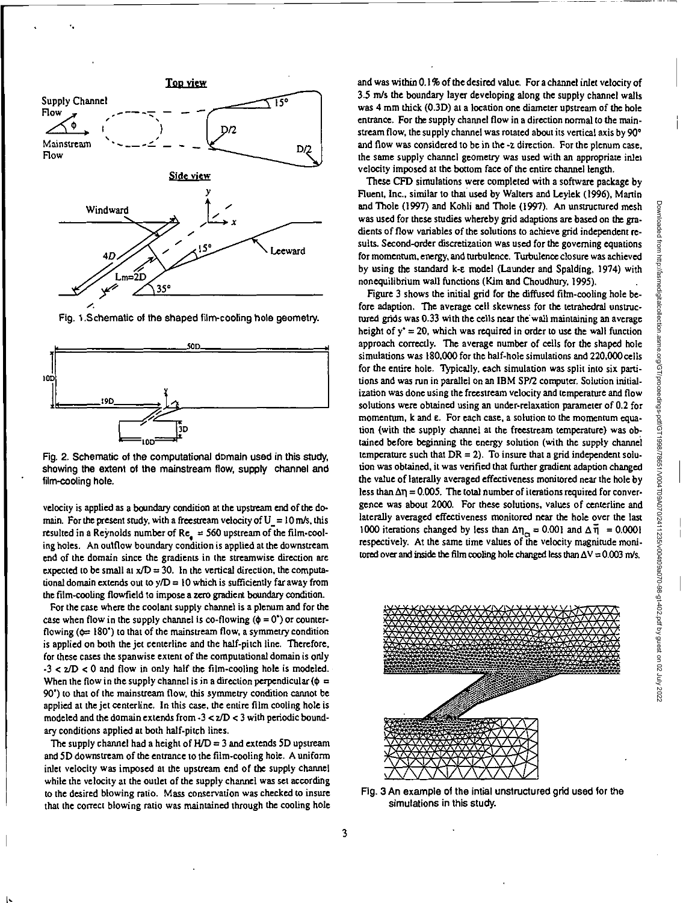Top view

Supply Channel Flow

$\phi$

Mainstream Flow

15°

D/2

D/2

Side view

y

x

Windward

4D

Lm=2D

15°

Leeward

35°

Fig. 1.Schematic of the shaped film-cooling hole geometry.

50D

10D

19D

3D

10D

Fig. 2. Schematic of the computational domain used in this study, showing the extent of the mainstream flow, supply channel and film-cooling hole.

velocity is applied as a boundary condition at the upstream end of the domain. For the present study, with a freestream velocity of $U_\infty = 10$ m/s, this resulted in a Reynolds number of $Re_\theta = 560$ upstream of the film-cooling holes. An outflow boundary condition is applied at the downstream end of the domain since the gradients in the streamwise direction are expected to be small at $x/D = 30$. In the vertical direction, the computational domain extends out to $y/D = 10$ which is sufficiently far away from the film-cooling flowfield to impose a zero gradient boundary condition.

For the case where the coolant supply channel is a plenum and for the case when flow in the supply channel is co-flowing ($\phi = 0°$) or counter-flowing ($\phi = 180°$) to that of the mainstream flow, a symmetry condition is applied on both the jet centerline and the half-pitch line. Therefore, for these cases the spanwise extent of the computational domain is only $-3 < z/D < 0$ and flow in only half the film-cooling hole is modeled. When the flow in the supply channel is in a direction perpendicular ($\phi = 90°$) to that of the mainstream flow, this symmetry condition cannot be applied at the jet centerline. In this case, the entire film cooling hole is modeled and the domain extends from $-3 < z/D < 3$ with periodic boundary conditions applied at both half-pitch lines.

The supply channel had a height of $H/D = 3$ and extends 5D upstream and 5D downstream of the entrance to the film-cooling hole. A uniform inlet velocity was imposed at the upstream end of the supply channel while the velocity at the outlet of the supply channel was set according to the desired blowing ratio. Mass conservation was checked to insure that the correct blowing ratio was maintained through the cooling hole and was within 0.1% of the desired value. For a channel inlet velocity of 3.5 m/s the boundary layer developing along the supply channel walls was 4 mm thick (0.3D) at a location one diameter upstream of the hole entrance. For the supply channel flow in a direction normal to the mainstream flow, the supply channel was rotated about its vertical axis by 90° and flow was considered to be in the -z direction. For the plenum case, the same supply channel geometry was used with an appropriate inlet velocity imposed at the bottom face of the entire channel length.

These CFD simulations were completed with a software package by Fluent, Inc., similar to that used by Walters and Leylek (1996), Martin and Thole (1997) and Kohli and Thole (1997). An unstructured mesh was used for these studies whereby grid adaptions are based on the gradients of flow variables of the solutions to achieve grid independent results. Second-order discretization was used for the governing equations for momentum, energy, and turbulence. Turbulence closure was achieved by using the standard k-ε model (Launder and Spalding, 1974) with nonequilibrium wall functions (Kim and Choudhury, 1995).

Figure 3 shows the initial grid for the diffused film-cooling hole before adaption. The average cell skewness for the tetrahedral unstructured grids was 0.33 with the cells near the wall maintaining an average height of $y^+ = 20$, which was required in order to use the wall function approach correctly. The average number of cells for the shaped hole simulations was 180,000 for the half-hole simulations and 220,000 cells for the entire hole. Typically, each simulation was split into six partitions and was run in parallel on an IBM SP/2 computer. Solution initialization was done using the freestream velocity and temperature and flow solutions were obtained using an under-relaxation parameter of 0.2 for momentum, k and ε. For each case, a solution to the momentum equation (with the supply channel at the freestream temperature) was obtained before beginning the energy solution (with the supply channel temperature such that DR = 2). To insure that a grid independent solution was obtained, it was verified that further gradient adaption changed the value of laterally averaged effectiveness monitored near the hole by less than $\Delta\eta = 0.005$. The total number of iterations required for convergence was about 2000. For these solutions, values of centerline and laterally averaged effectiveness monitored near the hole over the last 1000 iterations changed by less than $\Delta\eta_{cl} = 0.001$ and $\Delta\bar{\eta} = 0.0001$ respectively. At the same time values of the velocity magnitude monitored over and inside the film cooling hole changed less than $\Delta V = 0.003$ m/s.

Fig. 3 An example of the intial unstructured grid used for the simulations in this study.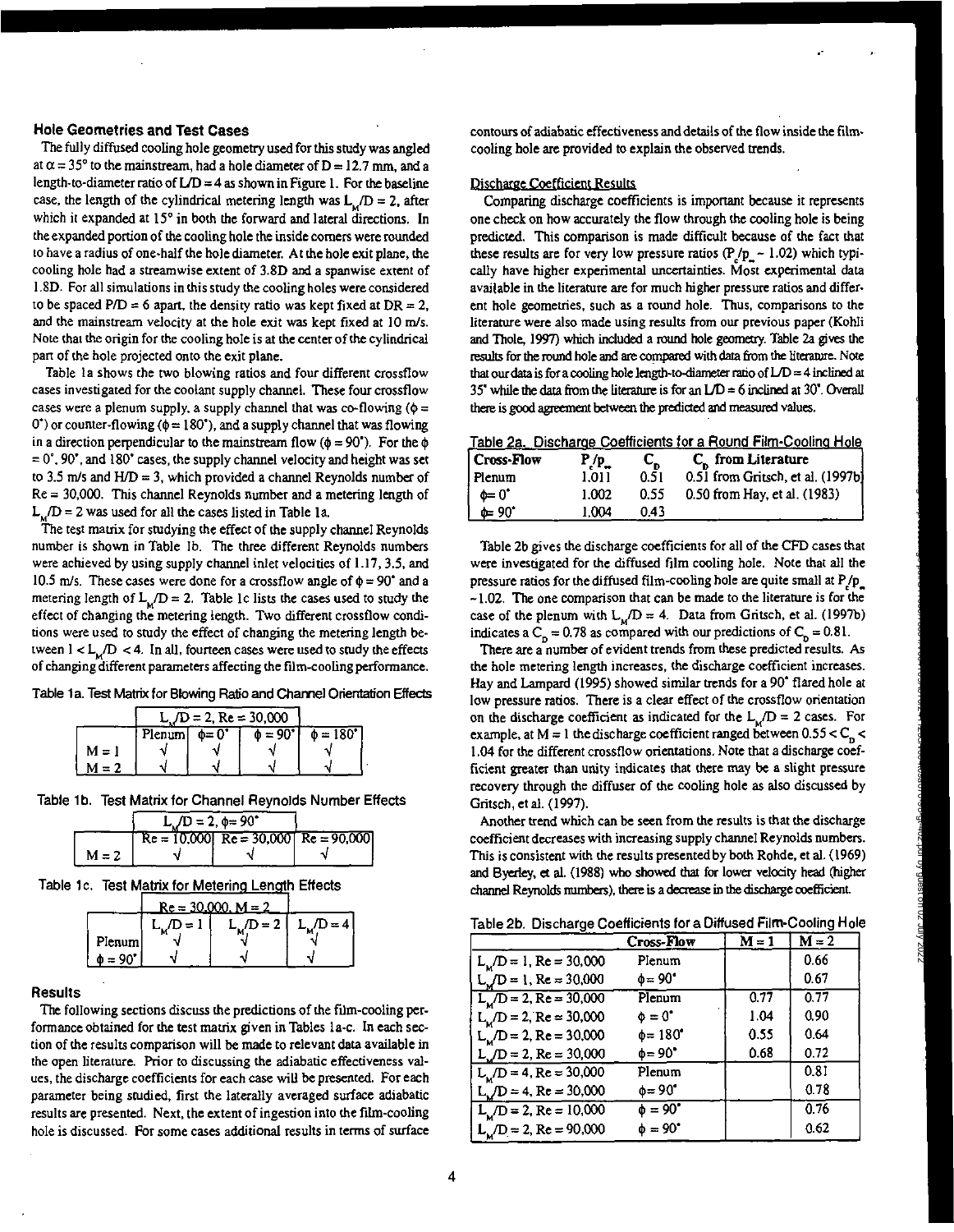## Hole Geometries and Test Cases

The fully diffused cooling hole geometry used for this study was angled at $\alpha = 35°$ to the mainstream, had a hole diameter of $D = 12.7$ mm, and a length-to-diameter ratio of $L/D = 4$ as shown in Figure 1. For the baseline case, the length of the cylindrical metering length was $L_M/D = 2$, after which it expanded at 15° in both the forward and lateral directions. In the expanded portion of the cooling hole the inside corners were rounded to have a radius of one-half the hole diameter. At the hole exit plane, the cooling hole had a streamwise extent of 3.8D and a spanwise extent of 1.8D. For all simulations in this study the cooling holes were considered to be spaced $P/D = 6$ apart, the density ratio was kept fixed at $DR = 2$, and the mainstream velocity at the hole exit was kept fixed at 10 m/s. Note that the origin for the cooling hole is at the center of the cylindrical part of the hole projected onto the exit plane.

Table 1a shows the two blowing ratios and four different crossflow cases investigated for the coolant supply channel. These four crossflow cases were a plenum supply, a supply channel that was co-flowing ($\phi = 0°$) or counter-flowing ($\phi = 180°$), and a supply channel that was flowing in a direction perpendicular to the mainstream flow ($\phi = 90°$). For the $\phi = 0°$, 90°, and 180° cases, the supply channel velocity and height was set to 3.5 m/s and $H/D = 3$, which provided a channel Reynolds number of $Re = 30,000$. This channel Reynolds number and a metering length of $L_M/D = 2$ was used for all the cases listed in Table 1a.

The test matrix for studying the effect of the supply channel Reynolds number is shown in Table 1b. The three different Reynolds numbers were achieved by using supply channel inlet velocities of 1.17, 3.5, and 10.5 m/s. These cases were done for a crossflow angle of $\phi = 90°$ and a metering length of $L_M/D = 2$. Table 1c lists the cases used to study the effect of changing the metering length. Two different crossflow conditions were used to study the effect of changing the metering length between $1 < L_M/D < 4$. In all, fourteen cases were used to study the effects of changing different parameters affecting the film-cooling performance.

Table 1a. Test Matrix for Blowing Ratio and Channel Orientation Effects

| | $L_M/D = 2$, $Re = 30,000$ | | | |
|---|---|---|---|---|
| | Plenum | $\phi = 0°$ | $\phi = 90°$ | $\phi = 180°$ |
| M = 1 | √ | √ | √ | √ |
| M = 2 | √ | √ | √ | √ |

Table 1b. Test Matrix for Channel Reynolds Number Effects

| | $L_M/D = 2$, $\phi = 90°$ | | |
|---|---|---|---|
| | Re = 10,000 | Re = 30,000 | Re = 90,000 |
| M = 2 | √ | √ | √ |

Table 1c. Test Matrix for Metering Length Effects

| | $Re = 30,000$, $M = 2$ | | |
|---|---|---|---|
| | $L_M/D = 1$ | $L_M/D = 2$ | $L_M/D = 4$ |
| Plenum | √ | √ | √ |
| $\phi = 90°$ | √ | √ | √ |

## Results

The following sections discuss the predictions of the film-cooling performance obtained for the test matrix given in Tables 1a-c. In each section of the results comparison will be made to relevant data available in the open literature. Prior to discussing the adiabatic effectiveness values, the discharge coefficients for each case will be presented. For each parameter being studied, first the laterally averaged surface adiabatic results are presented. Next, the extent of ingestion into the film-cooling hole is discussed. For some cases additional results in terms of surface contours of adiabatic effectiveness and details of the flow inside the film-cooling hole are provided to explain the observed trends.

### Discharge Coefficient Results

Comparing discharge coefficients is important because it represents one check on how accurately the flow through the cooling hole is being predicted. This comparison is made difficult because of the fact that these results are for very low pressure ratios ($P_c/p_\infty \sim 1.02$) which typically have higher experimental uncertainties. Most experimental data available in the literature are for much higher pressure ratios and different hole geometries, such as a round hole. Thus, comparisons to the literature were also made using results from our previous paper (Kohli and Thole, 1997) which included a round hole geometry. Table 2a gives the results for the round hole and are compared with data from the literature. Note that our data is for a cooling hole length-to-diameter ratio of $L/D = 4$ inclined at 35° while the data from the literature is for an $L/D = 6$ inclined at 30°. Overall there is good agreement between the predicted and measured values.

Table 2a. Discharge Coefficients for a Round Film-Cooling Hole

| Cross-Flow | $P_c/p_\infty$ | $C_D$ | $C_D$ from Literature |
|---|---|---|---|
| Plenum | 1.011 | 0.51 | 0.51 from Gritsch, et al. (1997b) |
| $\phi = 0°$ | 1.002 | 0.55 | 0.50 from Hay, et al. (1983) |
| $\phi = 90°$ | 1.004 | 0.43 | |

Table 2b gives the discharge coefficients for all of the CFD cases that were investigated for the diffused film cooling hole. Note that all the pressure ratios for the diffused film-cooling hole are quite small at $P_c/p_\infty \sim 1.02$. The one comparison that can be made to the literature is for the case of the plenum with $L_M/D = 4$. Data from Gritsch, et al. (1997b) indicates a $C_D = 0.78$ as compared with our predictions of $C_D = 0.81$.

There are a number of evident trends from these predicted results. As the hole metering length increases, the discharge coefficient increases. Hay and Lampard (1995) showed similar trends for a 90° flared hole at low pressure ratios. There is a clear effect of the crossflow orientation on the discharge coefficient as indicated for the $L_M/D = 2$ cases. For example, at $M = 1$ the discharge coefficient ranged between $0.55 < C_D < 1.04$ for the different crossflow orientations. Note that a discharge coefficient greater than unity indicates that there may be a slight pressure recovery through the diffuser of the cooling hole as also discussed by Gritsch, et al. (1997).

Another trend which can be seen from the results is that the discharge coefficient decreases with increasing supply channel Reynolds numbers. This is consistent with the results presented by both Rohde, et al. (1969) and Byerley, et al. (1988) who showed that for lower velocity head (higher channel Reynolds numbers), there is a decrease in the discharge coefficient.

Table 2b. Discharge Coefficients for a Diffused Film-Cooling Hole

| | Cross-Flow | M = 1 | M = 2 |
|---|---|---|---|
| $L_M/D = 1$, Re = 30,000 | Plenum | | 0.66 |
| $L_M/D = 1$, Re = 30,000 | $\phi = 90°$ | | 0.67 |
| $L_M/D = 2$, Re = 30,000 | Plenum | 0.77 | 0.77 |
| $L_M/D = 2$, Re = 30,000 | $\phi = 0°$ | 1.04 | 0.90 |
| $L_M/D = 2$, Re = 30,000 | $\phi = 180°$ | 0.55 | 0.64 |
| $L_M/D = 2$, Re = 30,000 | $\phi = 90°$ | 0.68 | 0.72 |
| $L_M/D = 4$, Re = 30,000 | Plenum | | 0.81 |
| $L_M/D = 4$, Re = 30,000 | $\phi = 90°$ | | 0.78 |
| $L_M/D = 2$, Re = 10,000 | $\phi = 90°$ | | 0.76 |
| $L_M/D = 2$, Re = 90,000 | $\phi = 90°$ | | 0.62 |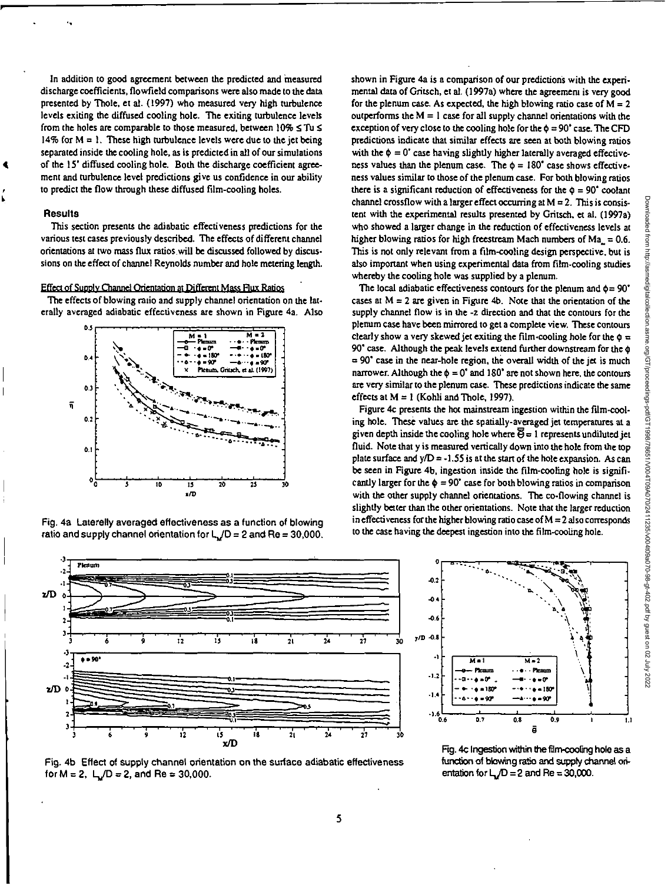In addition to good agreement between the predicted and measured discharge coefficients, flowfield comparisons were also made to the data presented by Thole, et al. (1997) who measured very high turbulence levels exiting the diffused cooling hole. The exiting turbulence levels from the holes are comparable to those measured, between $10\% \leq Tu \leq 14\%$ for $M = 1$. These high turbulence levels were due to the jet being separated inside the cooling hole, as is predicted in all of our simulations of the 15° diffused cooling hole. Both the discharge coefficient agreement and turbulence level predictions give us confidence in our ability to predict the flow through these diffused film-cooling holes.

## Results

This section presents the adiabatic effectiveness predictions for the various test cases previously described. The effects of different channel orientations at two mass flux ratios will be discussed followed by discussions on the effect of channel Reynolds number and hole metering length.

### Effect of Supply Channel Orientation at Different Mass Flux Ratios

The effects of blowing ratio and supply channel orientation on the laterally averaged adiabatic effectiveness are shown in Figure 4a. Also shown in Figure 4a is a comparison of our predictions with the experimental data of Gritsch, et al. (1997a) where the agreement is very good for the plenum case. As expected, the high blowing ratio case of $M = 2$ outperforms the $M = 1$ case for all supply channel orientations with the exception of very close to the cooling hole for the $\phi = 90°$ case. The CFD predictions indicate that similar effects are seen at both blowing ratios with the $\phi = 0°$ case having slightly higher laterally averaged effectiveness values than the plenum case. The $\phi = 180°$ case shows effectiveness values similar to those of the plenum case. For both blowing ratios there is a significant reduction of effectiveness for the $\phi = 90°$ coolant channel crossflow with a larger effect occurring at $M = 2$. This is consistent with the experimental results presented by Gritsch, et al. (1997a) who showed a larger change in the reduction of effectiveness levels at higher blowing ratios for high freestream Mach numbers of $Ma_\infty = 0.6$. This is not only relevant from a film-cooling design perspective, but is also important when using experimental data from film-cooling studies whereby the cooling hole was supplied by a plenum.

M = 1
Plenum
φ = 0°
φ = 180°
φ = 90°
Plenum, Gritsch, et al. (1997)
M = 2
Plenum
φ = 0°
φ = 180°
φ = 90°
η̄
0.5
0.4
0.3
0.2
0.1
0
0
5
10
15
20
25
30
x/D

Fig. 4a Laterally averaged effectiveness as a function of blowing ratio and supply channel orientation for $L_M/D = 2$ and $Re = 30{,}000$.

The local adiabatic effectiveness contours for the plenum and $\phi = 90°$ cases at $M = 2$ are given in Figure 4b. Note that the orientation of the supply channel flow is in the -z direction and that the contours for the plenum case have been mirrored to get a complete view. These contours clearly show a very skewed jet exiting the film-cooling hole for the $\phi = 90°$ case. Although the peak levels extend further downstream for the $\phi = 90°$ case in the near-hole region, the overall width of the jet is much narrower. Although the $\phi = 0°$ and 180° are not shown here, the contours are very similar to the plenum case. These predictions indicate the same effects at $M = 1$ (Kohli and Thole, 1997).

Figure 4c presents the hot mainstream ingestion within the film-cooling hole. These values are the spatially-averaged jet temperatures at a given depth inside the cooling hole where $\bar{\bar{\theta}} = 1$ represents undiluted jet fluid. Note that y is measured vertically down into the hole from the top plate surface and $y/D = -1.55$ is at the start of the hole expansion. As can be seen in Figure 4b, ingestion inside the film-cooling hole is significantly larger for the $\phi = 90°$ case for both blowing ratios in comparison with the other supply channel orientations. The co-flowing channel is slightly better than the other orientations. Note that the larger reduction in effectiveness for the higher blowing ratio case of $M = 2$ also corresponds to the case having the deepest ingestion into the film-cooling hole.

Plenum
φ = 90°
z/D
-3
-2
-1
0
1
2
3
3
6
9
12
15
18
21
24
27
30
x/D
0.1
0.3
0.5
0.7

Fig. 4b Effect of supply channel orientation on the surface adiabatic effectiveness for $M = 2$, $L_M/D = 2$, and $Re = 30{,}000$.

M = 1
Plenum
φ = 0°
φ = 180°
φ = 90°
M = 2
Plenum
φ = 0°
φ = 180°
φ = 90°
y/D
0
-0.2
-0.4
-0.6
-0.8
-1
-1.2
-1.4
-1.6
0.6
0.7
0.8
0.9
1
1.1
θ̄

Fig. 4c Ingestion within the film-cooling hole as a function of blowing ratio and supply channel orientation for $L_M/D = 2$ and $Re = 30{,}000$.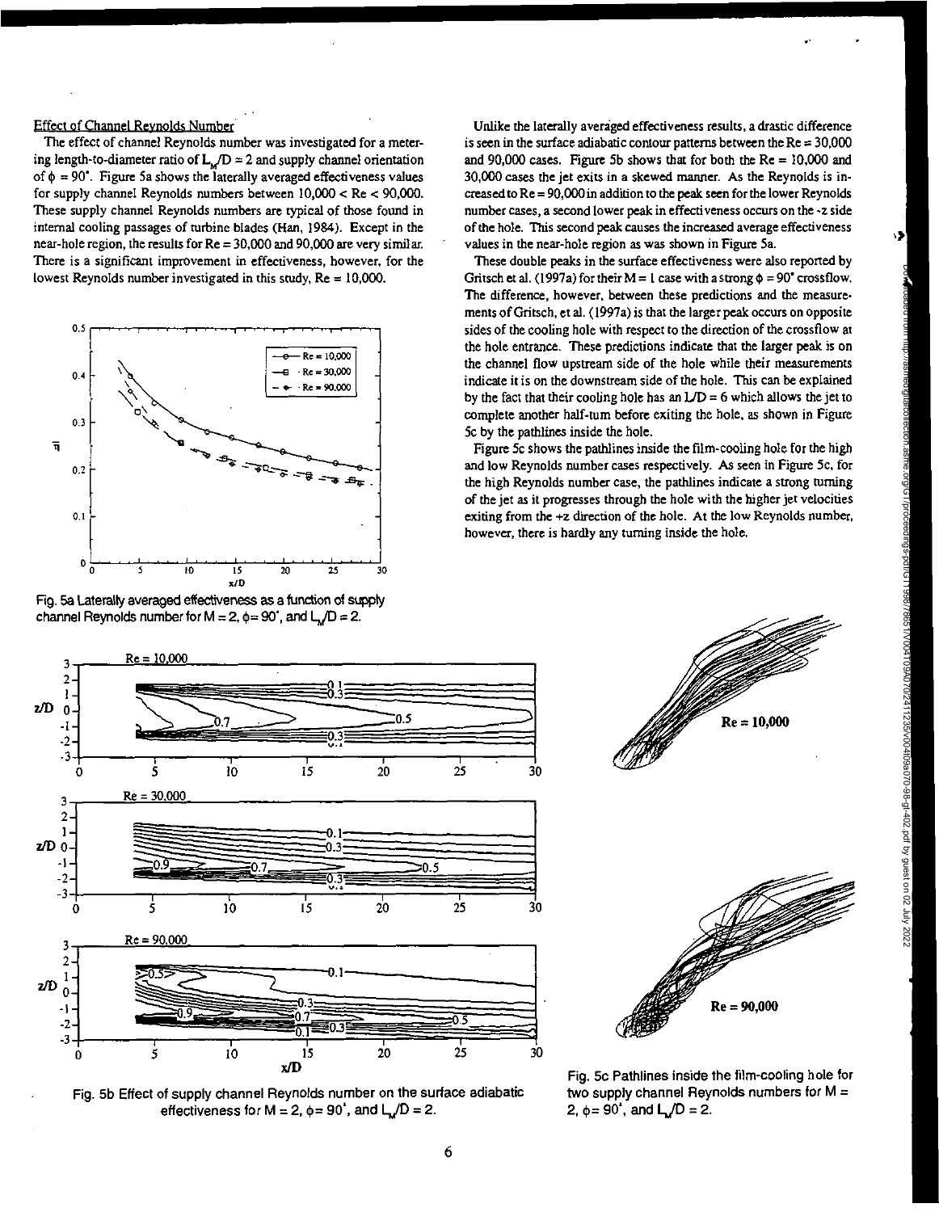### Effect of Channel Reynolds Number

The effect of channel Reynolds number was investigated for a metering length-to-diameter ratio of $L_M/D = 2$ and supply channel orientation of $\phi = 90°$. Figure 5a shows the laterally averaged effectiveness values for supply channel Reynolds numbers between $10{,}000 < Re < 90{,}000$. These supply channel Reynolds numbers are typical of those found in internal cooling passages of turbine blades (Han, 1984). Except in the near-hole region, the results for Re = 30,000 and 90,000 are very similar. There is a significant improvement in effectiveness, however, for the lowest Reynolds number investigated in this study, Re = 10,000.

0.5
0.4
0.3
0.2
0.1
0
$\bar{\eta}$
0 5 10 15 20 25 30
x/D
Re = 10,000
Re = 30,000
Re = 90,000

Fig. 5a Laterally averaged effectiveness as a function of supply channel Reynolds number for $M = 2$, $\phi = 90°$, and $L_M/D = 2$.

Re = 10,000
Re = 30,000
Re = 90,000
z/D
x/D
0.1 0.3 0.5 0.7 0.9

Fig. 5b Effect of supply channel Reynolds number on the surface adiabatic effectiveness for $M = 2$, $\phi = 90°$, and $L_M/D = 2$.

Unlike the laterally averaged effectiveness results, a drastic difference is seen in the surface adiabatic contour patterns between the Re = 30,000 and 90,000 cases. Figure 5b shows that for both the Re = 10,000 and 30,000 cases the jet exits in a skewed manner. As the Reynolds is increased to Re = 90,000 in addition to the peak seen for the lower Reynolds number cases, a second lower peak in effectiveness occurs on the -z side of the hole. This second peak causes the increased average effectiveness values in the near-hole region as was shown in Figure 5a.

These double peaks in the surface effectiveness were also reported by Gritsch et al. (1997a) for their M = 1 case with a strong $\phi = 90°$ crossflow. The difference, however, between these predictions and the measurements of Gritsch, et al. (1997a) is that the larger peak occurs on opposite sides of the cooling hole with respect to the direction of the crossflow at the hole entrance. These predictions indicate that the larger peak is on the channel flow upstream side of the hole while their measurements indicate it is on the downstream side of the hole. This can be explained by the fact that their cooling hole has an $L/D = 6$ which allows the jet to complete another half-turn before exiting the hole, as shown in Figure 5c by the pathlines inside the hole.

Figure 5c shows the pathlines inside the film-cooling hole for the high and low Reynolds number cases respectively. As seen in Figure 5c, for the high Reynolds number case, the pathlines indicate a strong turning of the jet as it progresses through the hole with the higher jet velocities exiting from the +z direction of the hole. At the low Reynolds number, however, there is hardly any turning inside the hole.

Re = 10,000
Re = 90,000

Fig. 5c Pathlines inside the film-cooling hole for two supply channel Reynolds numbers for $M = 2$, $\phi = 90°$, and $L_M/D = 2$.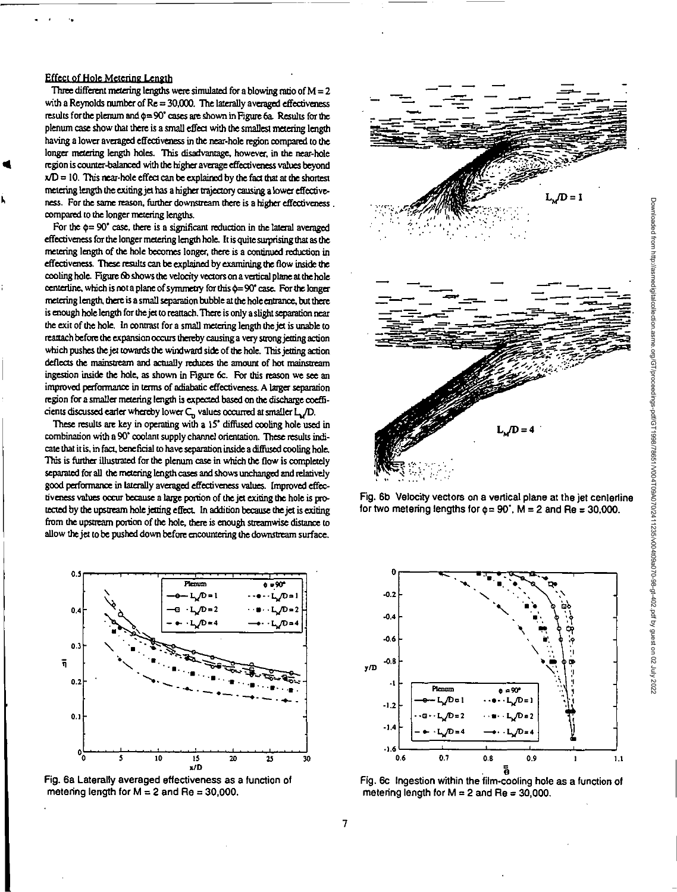### Effect of Hole Metering Length

Three different metering lengths were simulated for a blowing ratio of $M = 2$ with a Reynolds number of $Re = 30,000$. The laterally averaged effectiveness results for the plenum and $\phi = 90°$ cases are shown in Figure 6a. Results for the plenum case show that there is a small effect with the smallest metering length having a lower averaged effectiveness in the near-hole region compared to the longer metering length holes. This disadvantage, however, in the near-hole region is counter-balanced with the higher average effectiveness values beyond $x/D = 10$. This near-hole effect can be explained by the fact that at the shortest metering length the exiting jet has a higher trajectory causing a lower effectiveness. For the same reason, further downstream there is a higher effectiveness compared to the longer metering lengths.

For the $\phi = 90°$ case, there is a significant reduction in the lateral averaged effectiveness for the longer metering length hole. It is quite surprising that as the metering length of the hole becomes longer, there is a continued reduction in effectiveness. These results can be explained by examining the flow inside the cooling hole. Figure 6b shows the velocity vectors on a vertical plane at the hole centerline, which is not a plane of symmetry for this $\phi = 90°$ case. For the longer metering length, there is a small separation bubble at the hole entrance, but there is enough hole length for the jet to reattach. There is only a slight separation near the exit of the hole. In contrast for a small metering length the jet is unable to reattach before the expansion occurs thereby causing a very strong jetting action which pushes the jet towards the windward side of the hole. This jetting action deflects the mainstream and actually reduces the amount of hot mainstream ingestion inside the hole, as shown in Figure 6c. For this reason we see an improved performance in terms of adiabatic effectiveness. A larger separation region for a smaller metering length is expected based on the discharge coefficients discussed earlier whereby lower $C_D$ values occurred at smaller $L_M/D$.

These results are key in operating with a 15° diffused cooling hole used in combination with a 90° coolant supply channel orientation. These results indicate that it is, in fact, beneficial to have separation inside a diffused cooling hole. This is further illustrated for the plenum case in which the flow is completely separated for all the metering length cases and shows unchanged and relatively good performance in laterally averaged effectiveness values. Improved effectiveness values occur because a large portion of the jet exiting the hole is protected by the upstream hole jetting effect. In addition because the jet is exiting from the upstream portion of the hole, there is enough streamwise distance to allow the jet to be pushed down before encountering the downstream surface.

Plenum: $L_M/D = 1$, $L_M/D = 2$, $L_M/D = 4$
$\phi = 90°$: $L_M/D = 1$, $L_M/D = 2$, $L_M/D = 4$
$\bar{\eta}$
x/D

Fig. 6a Laterally averaged effectiveness as a function of metering length for $M = 2$ and $Re = 30,000$.

$L_M/D = 1$

$L_M/D = 4$

Fig. 6b Velocity vectors on a vertical plane at the jet centerline for two metering lengths for $\phi = 90°$, $M = 2$ and $Re = 30,000$.

Plenum: $L_M/D = 1$, $L_M/D = 2$, $L_M/D = 4$
$\phi = 90°$: $L_M/D = 1$, $L_M/D = 2$, $L_M/D = 4$
y/D
$\bar{\Theta}$

Fig. 6c Ingestion within the film-cooling hole as a function of metering length for $M = 2$ and $Re = 30,000$.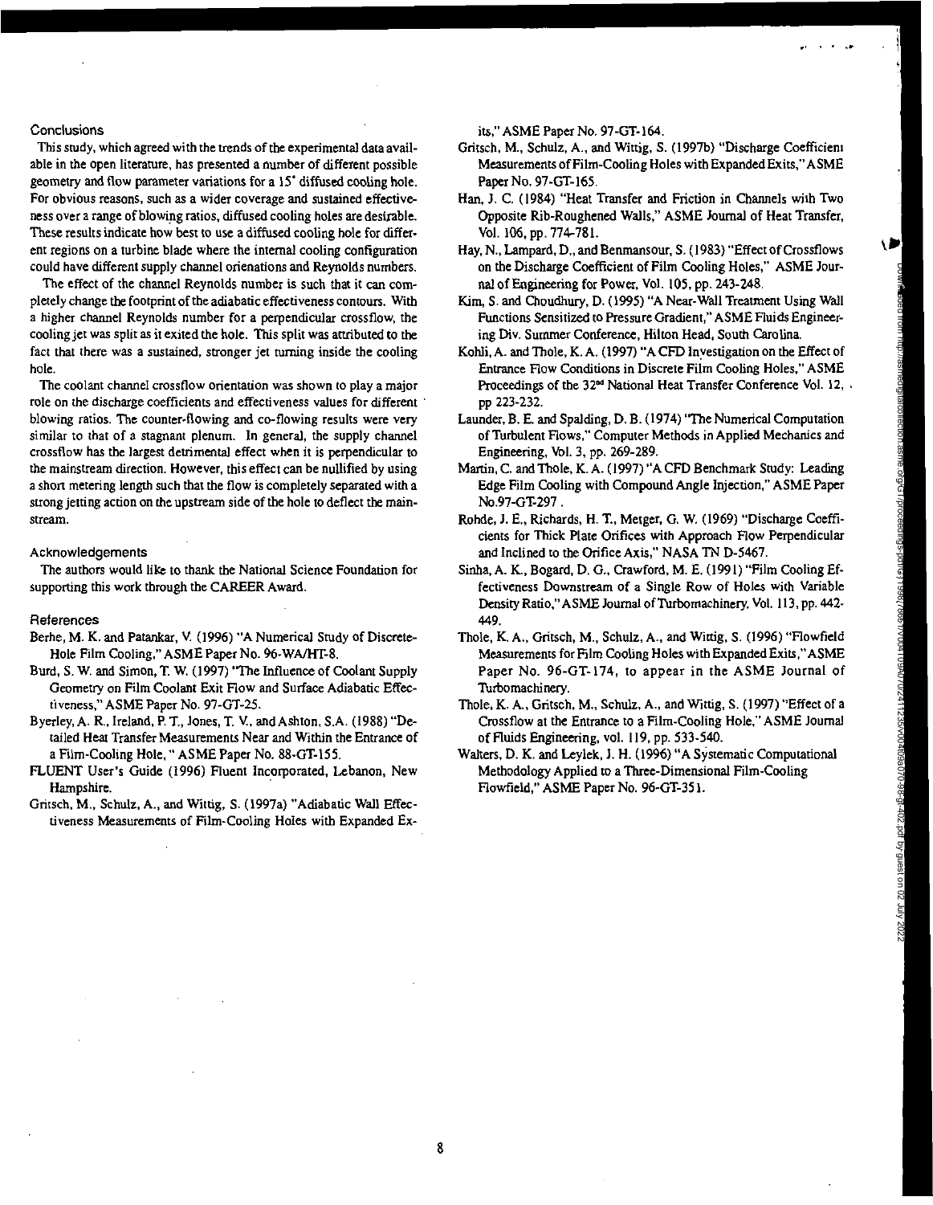## Conclusions

This study, which agreed with the trends of the experimental data available in the open literature, has presented a number of different possible geometry and flow parameter variations for a 15° diffused cooling hole. For obvious reasons, such as a wider coverage and sustained effectiveness over a range of blowing ratios, diffused cooling holes are desirable. These results indicate how best to use a diffused cooling hole for different regions on a turbine blade where the internal cooling configuration could have different supply channel orienations and Reynolds numbers.

The effect of the channel Reynolds number is such that it can completely change the footprint of the adiabatic effectiveness contours. With a higher channel Reynolds number for a perpendicular crossflow, the cooling jet was split as it exited the hole. This split was attributed to the fact that there was a sustained, stronger jet turning inside the cooling hole.

The coolant channel crossflow orientation was shown to play a major role on the discharge coefficients and effectiveness values for different blowing ratios. The counter-flowing and co-flowing results were very similar to that of a stagnant plenum. In general, the supply channel crossflow has the largest detrimental effect when it is perpendicular to the mainstream direction. However, this effect can be nullified by using a short metering length such that the flow is completely separated with a strong jetting action on the upstream side of the hole to deflect the mainstream.

## Acknowledgements

The authors would like to thank the National Science Foundation for supporting this work through the CAREER Award.

## References

Berhe, M. K. and Patankar, V. (1996) "A Numerical Study of Discrete-Hole Film Cooling," ASME Paper No. 96-WA/HT-8.

Burd, S. W. and Simon, T. W. (1997) "The Influence of Coolant Supply Geometry on Film Coolant Exit Flow and Surface Adiabatic Effectiveness," ASME Paper No. 97-GT-25.

Byerley, A. R., Ireland, P. T., Jones, T. V., and Ashton, S.A. (1988) "Detailed Heat Transfer Measurements Near and Within the Entrance of a Film-Cooling Hole," ASME Paper No. 88-GT-155.

FLUENT User's Guide (1996) Fluent Incorporated, Lebanon, New Hampshire.

Gritsch, M., Schulz, A., and Wittig, S. (1997a) "Adiabatic Wall Effectiveness Measurements of Film-Cooling Holes with Expanded Exits," ASME Paper No. 97-GT-164.

Gritsch, M., Schulz, A., and Wittig, S. (1997b) "Discharge Coefficient Measurements of Film-Cooling Holes with Expanded Exits," ASME Paper No. 97-GT-165.

Han, J. C. (1984) "Heat Transfer and Friction in Channels with Two Opposite Rib-Roughened Walls," ASME Journal of Heat Transfer, Vol. 106, pp. 774-781.

Hay, N., Lampard, D., and Benmansour, S. (1983) "Effect of Crossflows on the Discharge Coefficient of Film Cooling Holes," ASME Journal of Engineering for Power, Vol. 105, pp. 243-248.

Kim, S. and Choudhury, D. (1995) "A Near-Wall Treatment Using Wall Functions Sensitized to Pressure Gradient," ASME Fluids Engineering Div. Summer Conference, Hilton Head, South Carolina.

Kohli, A. and Thole, K. A. (1997) "A CFD Investigation on the Effect of Entrance Flow Conditions in Discrete Film Cooling Holes," ASME Proceedings of the 32nd National Heat Transfer Conference Vol. 12, pp 223-232.

Launder, B. E. and Spalding, D. B. (1974) "The Numerical Computation of Turbulent Flows," Computer Methods in Applied Mechanics and Engineering, Vol. 3, pp. 269-289.

Martin, C. and Thole, K. A. (1997) "A CFD Benchmark Study: Leading Edge Film Cooling with Compound Angle Injection," ASME Paper No.97-GT-297.

Rohde, J. E., Richards, H. T., Metger, G. W. (1969) "Discharge Coefficients for Thick Plate Orifices with Approach Flow Perpendicular and Inclined to the Orifice Axis," NASA TN D-5467.

Sinha, A. K., Bogard, D. G., Crawford, M. E. (1991) "Film Cooling Effectiveness Downstream of a Single Row of Holes with Variable Density Ratio," ASME Journal of Turbomachinery, Vol. 113, pp. 442-449.

Thole, K. A., Gritsch, M., Schulz, A., and Wittig, S. (1996) "Flowfield Measurements for Film Cooling Holes with Expanded Exits," ASME Paper No. 96-GT-174, to appear in the ASME Journal of Turbomachinery.

Thole, K. A., Gritsch, M., Schulz, A., and Wittig, S. (1997) "Effect of a Crossflow at the Entrance to a Film-Cooling Hole," ASME Journal of Fluids Engineering, vol. 119, pp. 533-540.

Walters, D. K. and Leylek, J. H. (1996) "A Systematic Computational Methodology Applied to a Three-Dimensional Film-Cooling Flowfield," ASME Paper No. 96-GT-351.